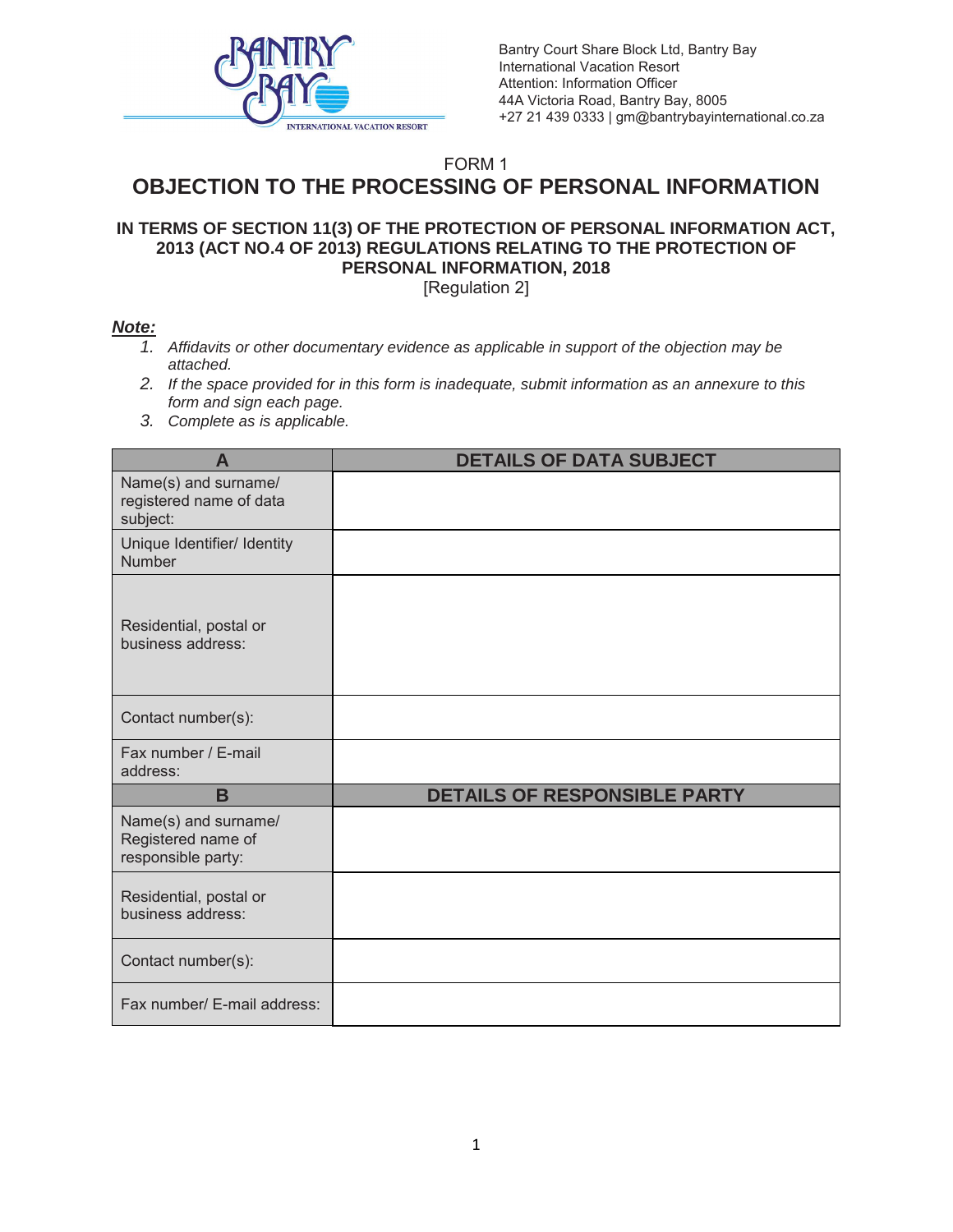Bantry Court Share Block Ltd, Bantry Bay
International Vacation Resort
Attention: Information Officer
44A Victoria Road, Bantry Bay, 8005
+27 21 439 0333 | gm@bantrybayinternational.co.za

FORM 1

# OBJECTION TO THE PROCESSING OF PERSONAL INFORMATION

### IN TERMS OF SECTION 11(3) OF THE PROTECTION OF PERSONAL INFORMATION ACT, 2013 (ACT NO.4 OF 2013) REGULATIONS RELATING TO THE PROTECTION OF PERSONAL INFORMATION, 2018

[Regulation 2]

***Note:***

1. *Affidavits or other documentary evidence as applicable in support of the objection may be attached.*
2. *If the space provided for in this form is inadequate, submit information as an annexure to this form and sign each page.*
3. *Complete as is applicable.*

| **A** | **DETAILS OF DATA SUBJECT** |
|---|---|
| Name(s) and surname/ registered name of data subject: | |
| Unique Identifier/ Identity Number | |
| Residential, postal or business address: | |
| Contact number(s): | |
| Fax number / E-mail address: | |
| **B** | **DETAILS OF RESPONSIBLE PARTY** |
| Name(s) and surname/ Registered name of responsible party: | |
| Residential, postal or business address: | |
| Contact number(s): | |
| Fax number/ E-mail address: | |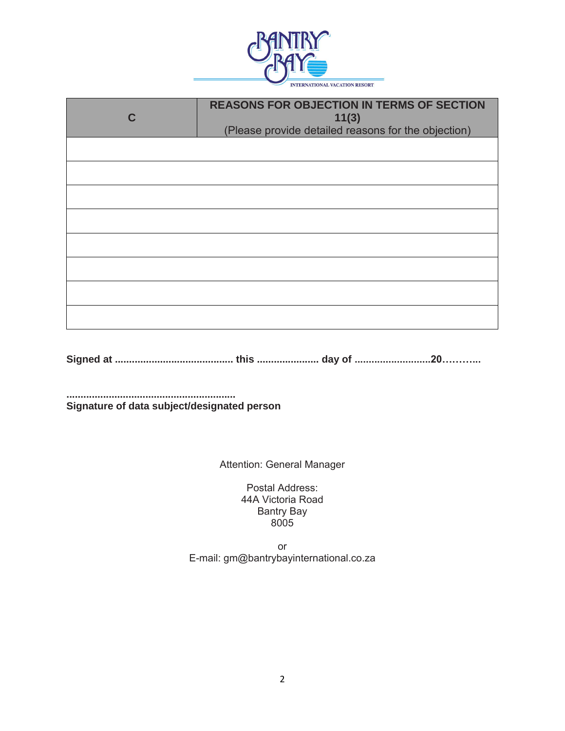| C | **REASONS FOR OBJECTION IN TERMS OF SECTION 11(3)**<br>(Please provide detailed reasons for the objection) |
|---|---|
| | |
| | |
| | |
| | |
| | |
| | |
| | |
| | |

**Signed at ........................................... this ...................... day of ...........................20………..**

**............................................................**
**Signature of data subject/designated person**

Attention: General Manager

Postal Address:
44A Victoria Road
Bantry Bay
8005

or
E-mail: gm@bantrybayinternational.co.za